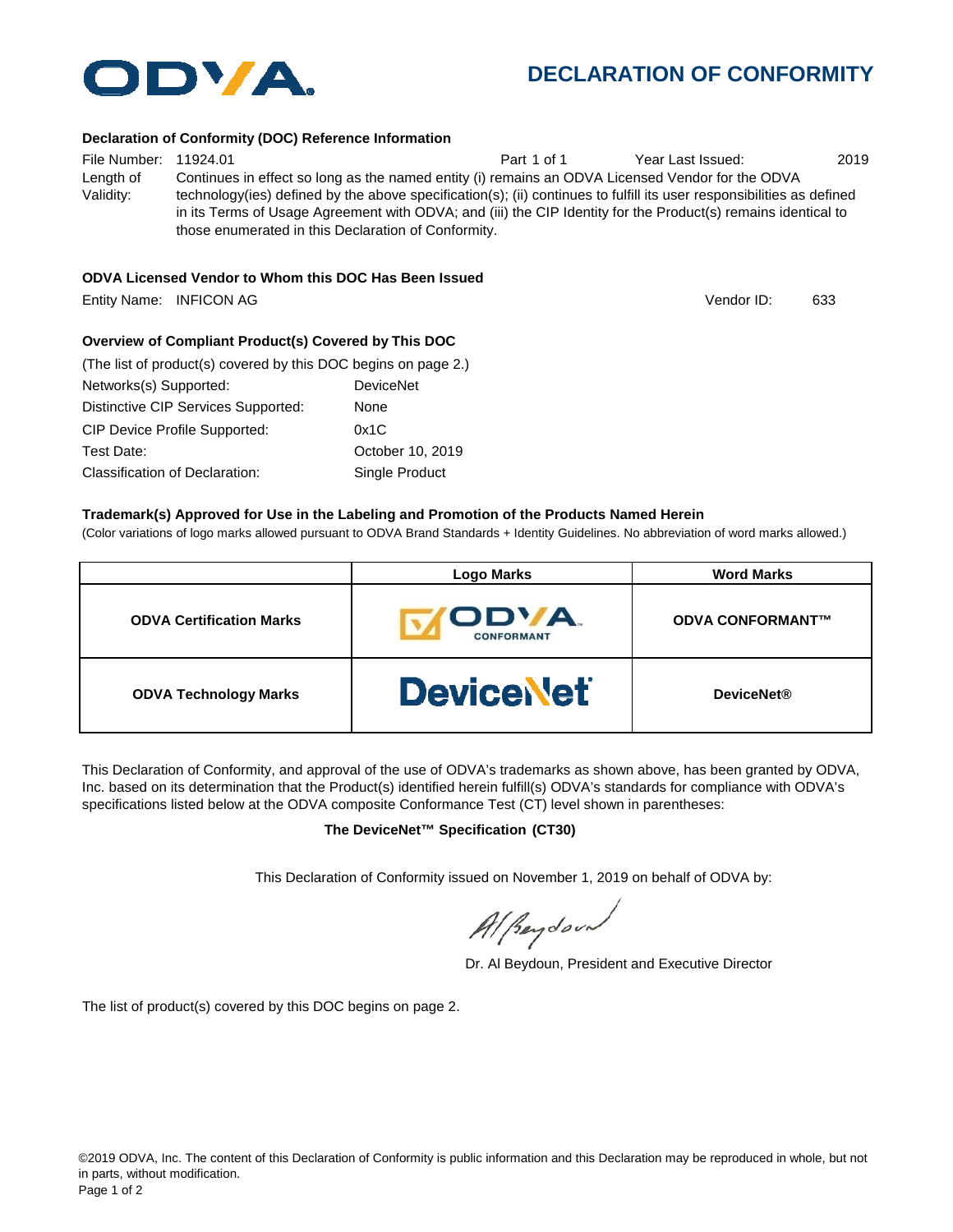ODVA

# DECLARATION OF CONFORMITY

### Declaration of Conformity (DOC) Reference Information

File Number: 11924.01 | Part 1 of 1 | Year Last Issued: 2019

Length of Validity: Continues in effect so long as the named entity (i) remains an ODVA Licensed Vendor for the ODVA technology(ies) defined by the above specification(s); (ii) continues to fulfill its user responsibilities as defined in its Terms of Usage Agreement with ODVA; and (iii) the CIP Identity for the Product(s) remains identical to those enumerated in this Declaration of Conformity.

### ODVA Licensed Vendor to Whom this DOC Has Been Issued

Entity Name: INFICON AG | Vendor ID: 633

### Overview of Compliant Product(s) Covered by This DOC

(The list of product(s) covered by this DOC begins on page 2.)

| | |
|---|---|
| Networks(s) Supported: | DeviceNet |
| Distinctive CIP Services Supported: | None |
| CIP Device Profile Supported: | 0x1C |
| Test Date: | October 10, 2019 |
| Classification of Declaration: | Single Product |

### Trademark(s) Approved for Use in the Labeling and Promotion of the Products Named Herein

(Color variations of logo marks allowed pursuant to ODVA Brand Standards + Identity Guidelines. No abbreviation of word marks allowed.)

| | Logo Marks | Word Marks |
|---|---|---|
| **ODVA Certification Marks** | ODVA CONFORMANT | **ODVA CONFORMANT™** |
| **ODVA Technology Marks** | DeviceNet | **DeviceNet®** |

This Declaration of Conformity, and approval of the use of ODVA's trademarks as shown above, has been granted by ODVA, Inc. based on its determination that the Product(s) identified herein fulfill(s) ODVA's standards for compliance with ODVA's specifications listed below at the ODVA composite Conformance Test (CT) level shown in parentheses:

**The DeviceNet™ Specification (CT30)**

This Declaration of Conformity issued on November 1, 2019 on behalf of ODVA by:

Dr. Al Beydoun, President and Executive Director

The list of product(s) covered by this DOC begins on page 2.

©2019 ODVA, Inc. The content of this Declaration of Conformity is public information and this Declaration may be reproduced in whole, but not in parts, without modification.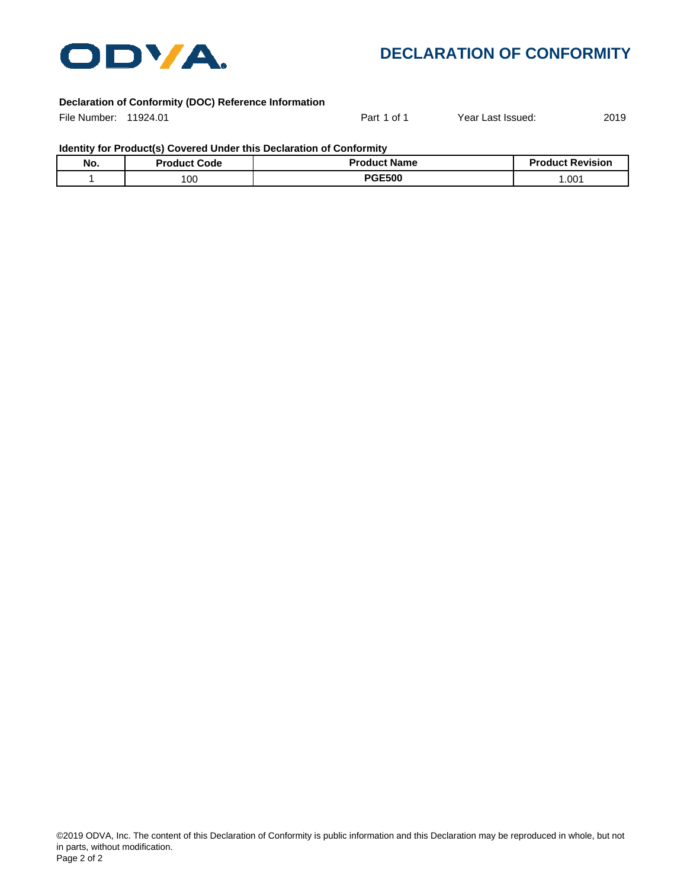# DECLARATION OF CONFORMITY

**Declaration of Conformity (DOC) Reference Information**

File Number: 11924.01 Part 1 of 1 Year Last Issued: 2019

**Identity for Product(s) Covered Under this Declaration of Conformity**

| No. | Product Code | Product Name | Product Revision |
|---|---|---|---|
| 1 | 100 | **PGE500** | 1.001 |

©2019 ODVA, Inc. The content of this Declaration of Conformity is public information and this Declaration may be reproduced in whole, but not in parts, without modification.